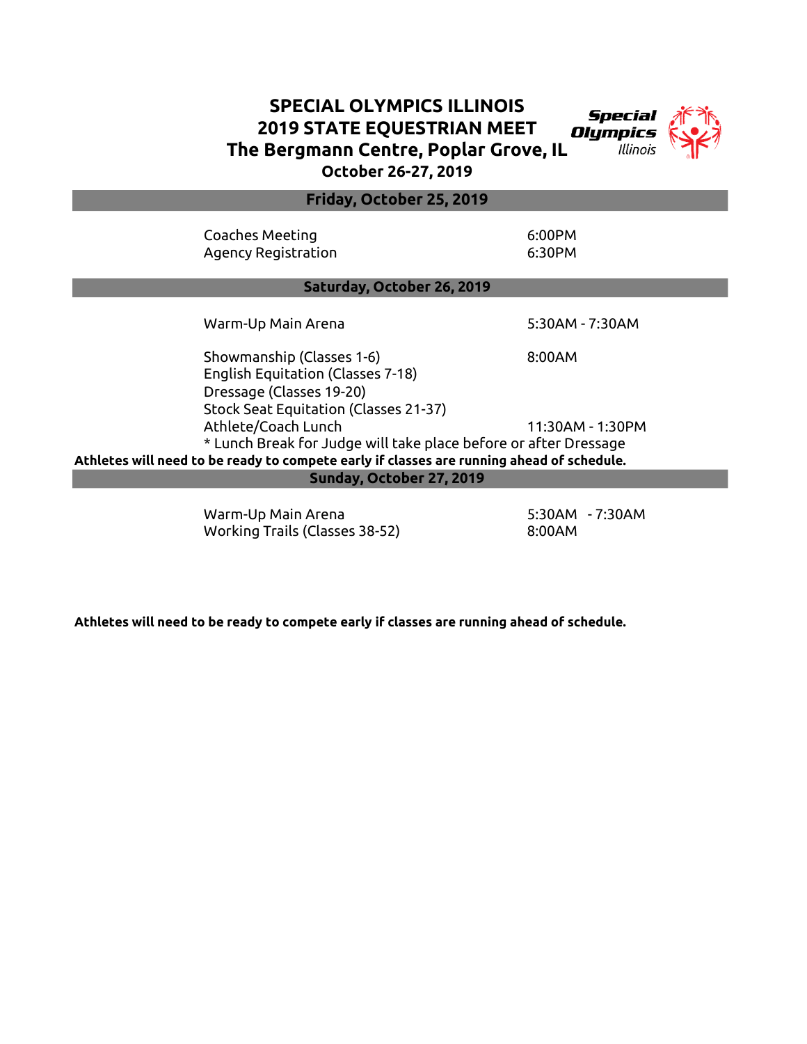# SPECIAL OLYMPICS ILLINOIS
# 2019 STATE EQUESTRIAN MEET
# The Bergmann Centre, Poplar Grove, IL
**October 26-27, 2019**

## Friday, October 25, 2019

| | |
|---|---|
| Coaches Meeting | 6:00PM |
| Agency Registration | 6:30PM |

## Saturday, October 26, 2019

| | |
|---|---|
| Warm-Up Main Arena | 5:30AM - 7:30AM |
| Showmanship (Classes 1-6) | 8:00AM |
| English Equitation (Classes 7-18) | |
| Dressage (Classes 19-20) | |
| Stock Seat Equitation (Classes 21-37) | |
| Athlete/Coach Lunch | 11:30AM - 1:30PM |

* Lunch Break for Judge will take place before or after Dressage

**Athletes will need to be ready to compete early if classes are running ahead of schedule.**

## Sunday, October 27, 2019

| | |
|---|---|
| Warm-Up Main Arena | 5:30AM - 7:30AM |
| Working Trails (Classes 38-52) | 8:00AM |

**Athletes will need to be ready to compete early if classes are running ahead of schedule.**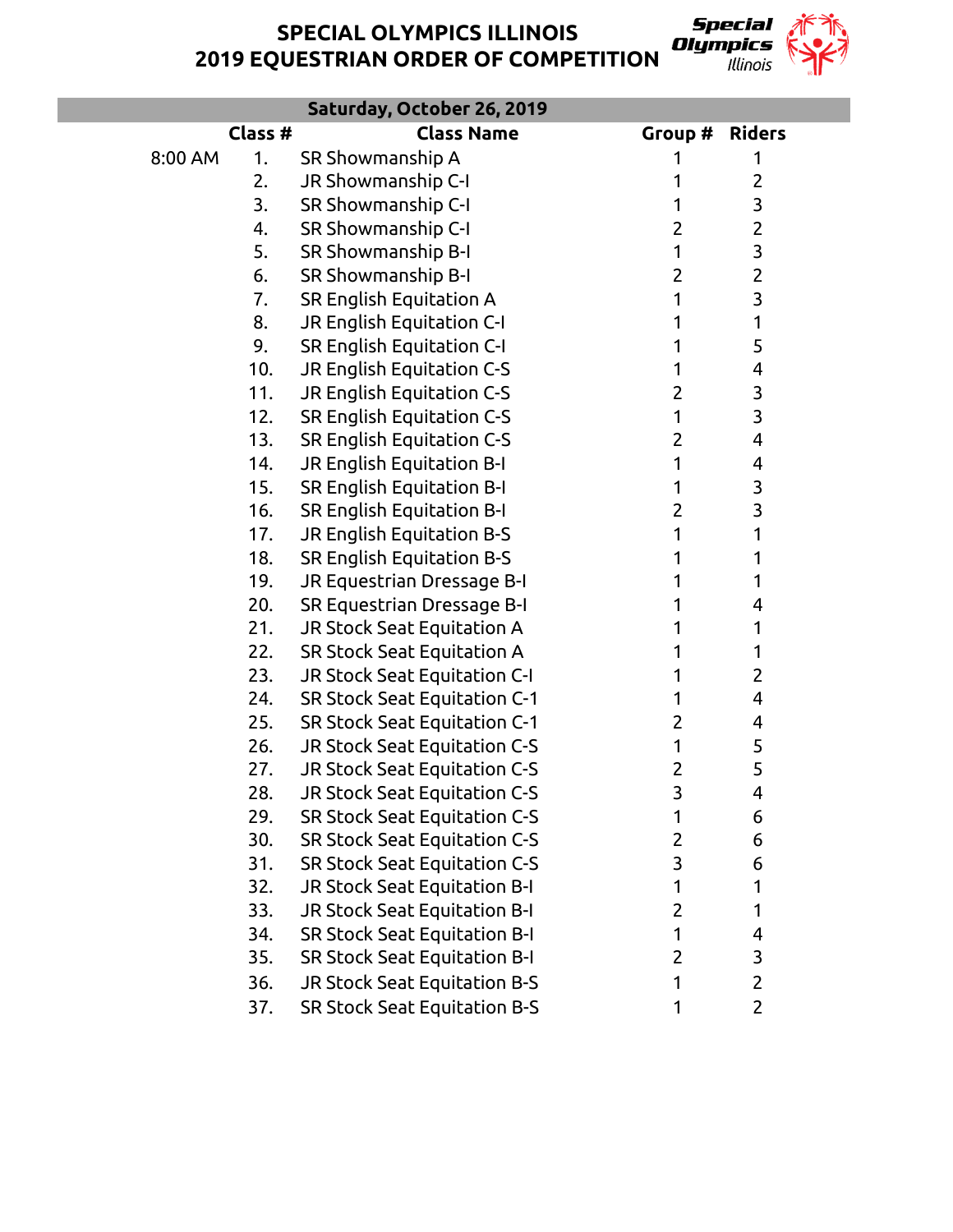# SPECIAL OLYMPICS ILLINOIS
# 2019 EQUESTRIAN ORDER OF COMPETITION

## Saturday, October 26, 2019

| | Class # | Class Name | Group # | Riders |
|---|---|---|---|---|
| 8:00 AM | 1. | SR Showmanship A | 1 | 1 |
| | 2. | JR Showmanship C-I | 1 | 2 |
| | 3. | SR Showmanship C-I | 1 | 3 |
| | 4. | SR Showmanship C-I | 2 | 2 |
| | 5. | SR Showmanship B-I | 1 | 3 |
| | 6. | SR Showmanship B-I | 2 | 2 |
| | 7. | SR English Equitation A | 1 | 3 |
| | 8. | JR English Equitation C-I | 1 | 1 |
| | 9. | SR English Equitation C-I | 1 | 5 |
| | 10. | JR English Equitation C-S | 1 | 4 |
| | 11. | JR English Equitation C-S | 2 | 3 |
| | 12. | SR English Equitation C-S | 1 | 3 |
| | 13. | SR English Equitation C-S | 2 | 4 |
| | 14. | JR English Equitation B-I | 1 | 4 |
| | 15. | SR English Equitation B-I | 1 | 3 |
| | 16. | SR English Equitation B-I | 2 | 3 |
| | 17. | JR English Equitation B-S | 1 | 1 |
| | 18. | SR English Equitation B-S | 1 | 1 |
| | 19. | JR Equestrian Dressage B-I | 1 | 1 |
| | 20. | SR Equestrian Dressage B-I | 1 | 4 |
| | 21. | JR Stock Seat Equitation A | 1 | 1 |
| | 22. | SR Stock Seat Equitation A | 1 | 1 |
| | 23. | JR Stock Seat Equitation C-I | 1 | 2 |
| | 24. | SR Stock Seat Equitation C-1 | 1 | 4 |
| | 25. | SR Stock Seat Equitation C-1 | 2 | 4 |
| | 26. | JR Stock Seat Equitation C-S | 1 | 5 |
| | 27. | JR Stock Seat Equitation C-S | 2 | 5 |
| | 28. | JR Stock Seat Equitation C-S | 3 | 4 |
| | 29. | SR Stock Seat Equitation C-S | 1 | 6 |
| | 30. | SR Stock Seat Equitation C-S | 2 | 6 |
| | 31. | SR Stock Seat Equitation C-S | 3 | 6 |
| | 32. | JR Stock Seat Equitation B-I | 1 | 1 |
| | 33. | JR Stock Seat Equitation B-I | 2 | 1 |
| | 34. | SR Stock Seat Equitation B-I | 1 | 4 |
| | 35. | SR Stock Seat Equitation B-I | 2 | 3 |
| | 36. | JR Stock Seat Equitation B-S | 1 | 2 |
| | 37. | SR Stock Seat Equitation B-S | 1 | 2 |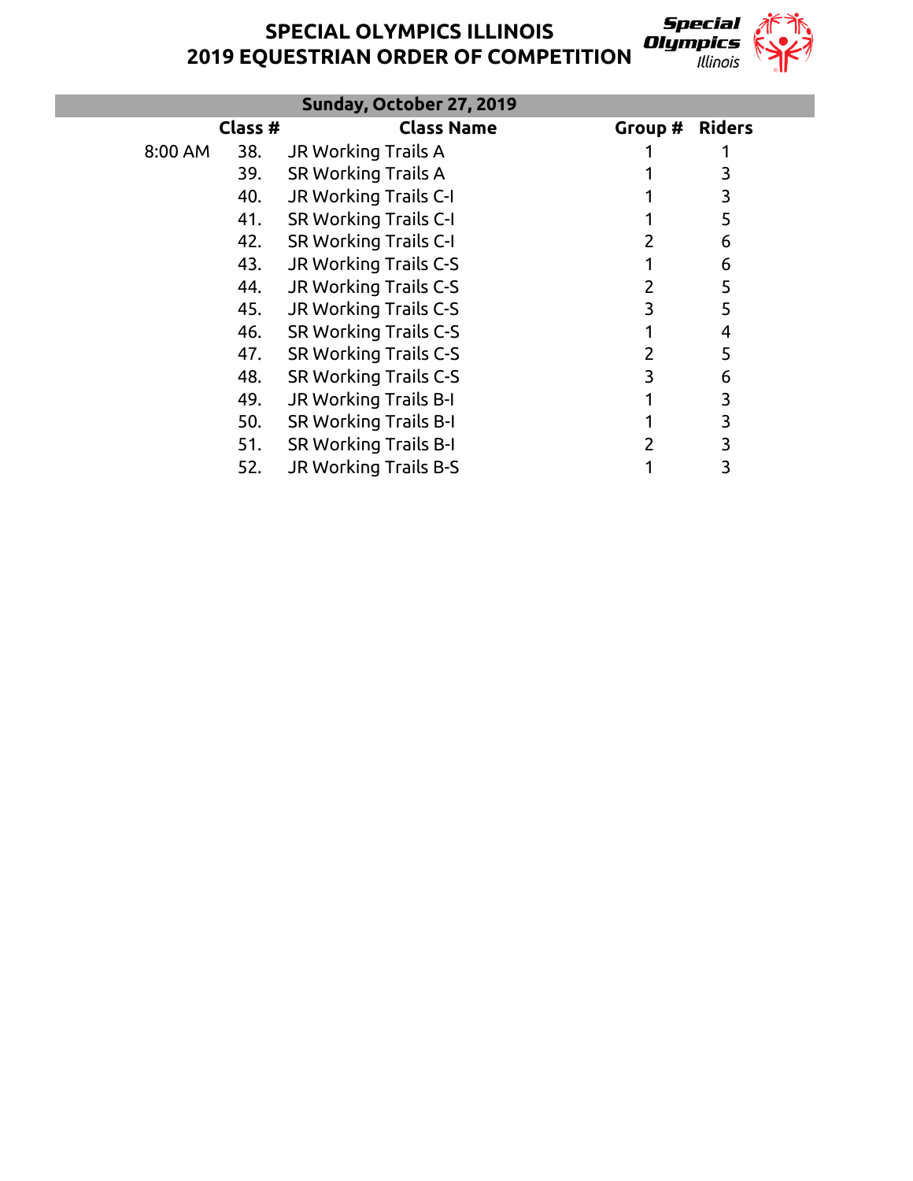# SPECIAL OLYMPICS ILLINOIS
# 2019 EQUESTRIAN ORDER OF COMPETITION

## Sunday, October 27, 2019

| | Class # | Class Name | Group # | Riders |
|---|---|---|---|---|
| 8:00 AM | 38. | JR Working Trails A | 1 | 1 |
| | 39. | SR Working Trails A | 1 | 3 |
| | 40. | JR Working Trails C-I | 1 | 3 |
| | 41. | SR Working Trails C-I | 1 | 5 |
| | 42. | SR Working Trails C-I | 2 | 6 |
| | 43. | JR Working Trails C-S | 1 | 6 |
| | 44. | JR Working Trails C-S | 2 | 5 |
| | 45. | JR Working Trails C-S | 3 | 5 |
| | 46. | SR Working Trails C-S | 1 | 4 |
| | 47. | SR Working Trails C-S | 2 | 5 |
| | 48. | SR Working Trails C-S | 3 | 6 |
| | 49. | JR Working Trails B-I | 1 | 3 |
| | 50. | SR Working Trails B-I | 1 | 3 |
| | 51. | SR Working Trails B-I | 2 | 3 |
| | 52. | JR Working Trails B-S | 1 | 3 |